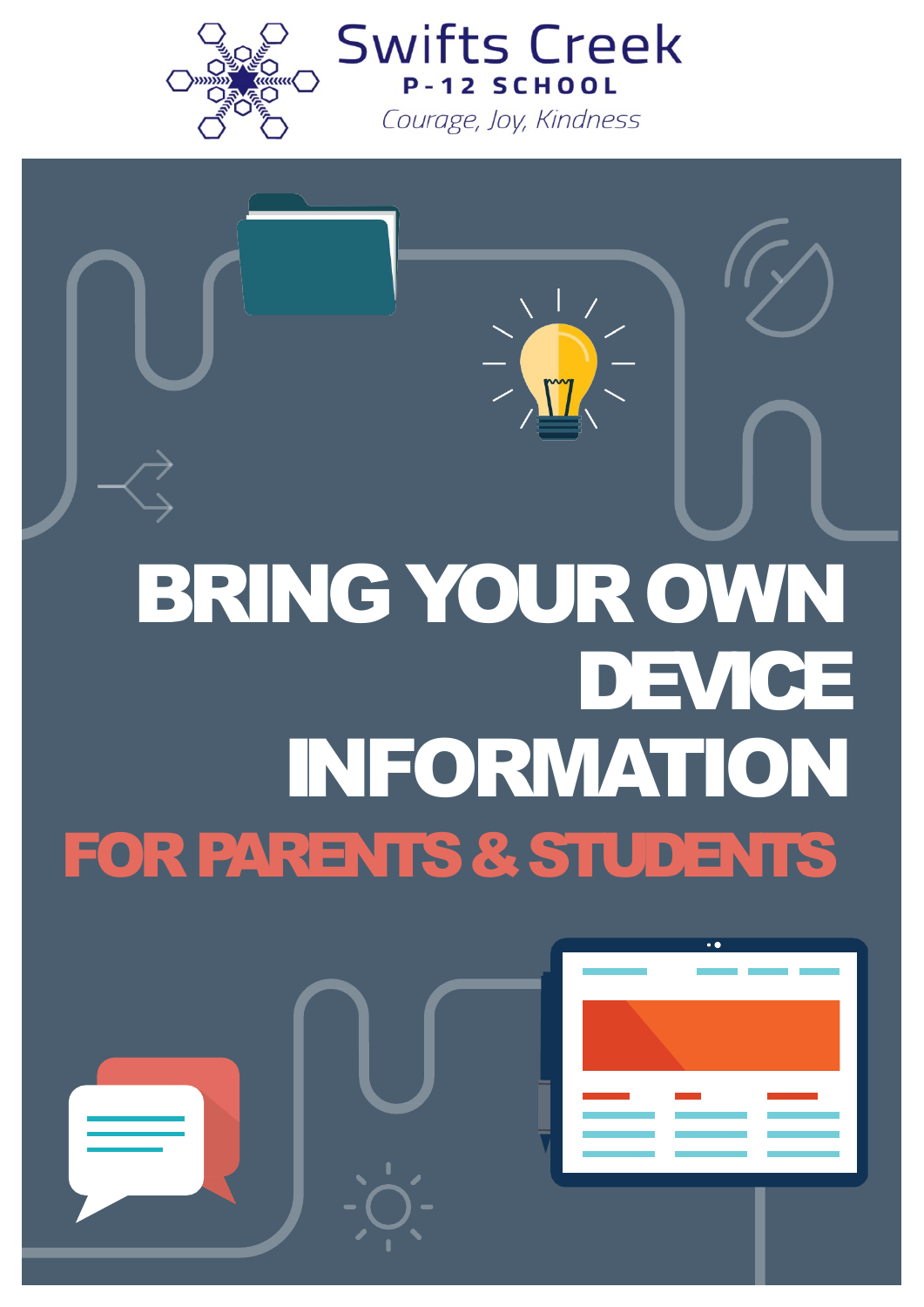Swifts Creek

P-12 SCHOOL

*Courage, Joy, Kindness*

# BRING YOUR OWN DEVICE INFORMATION

## FOR PARENTS & STUDENTS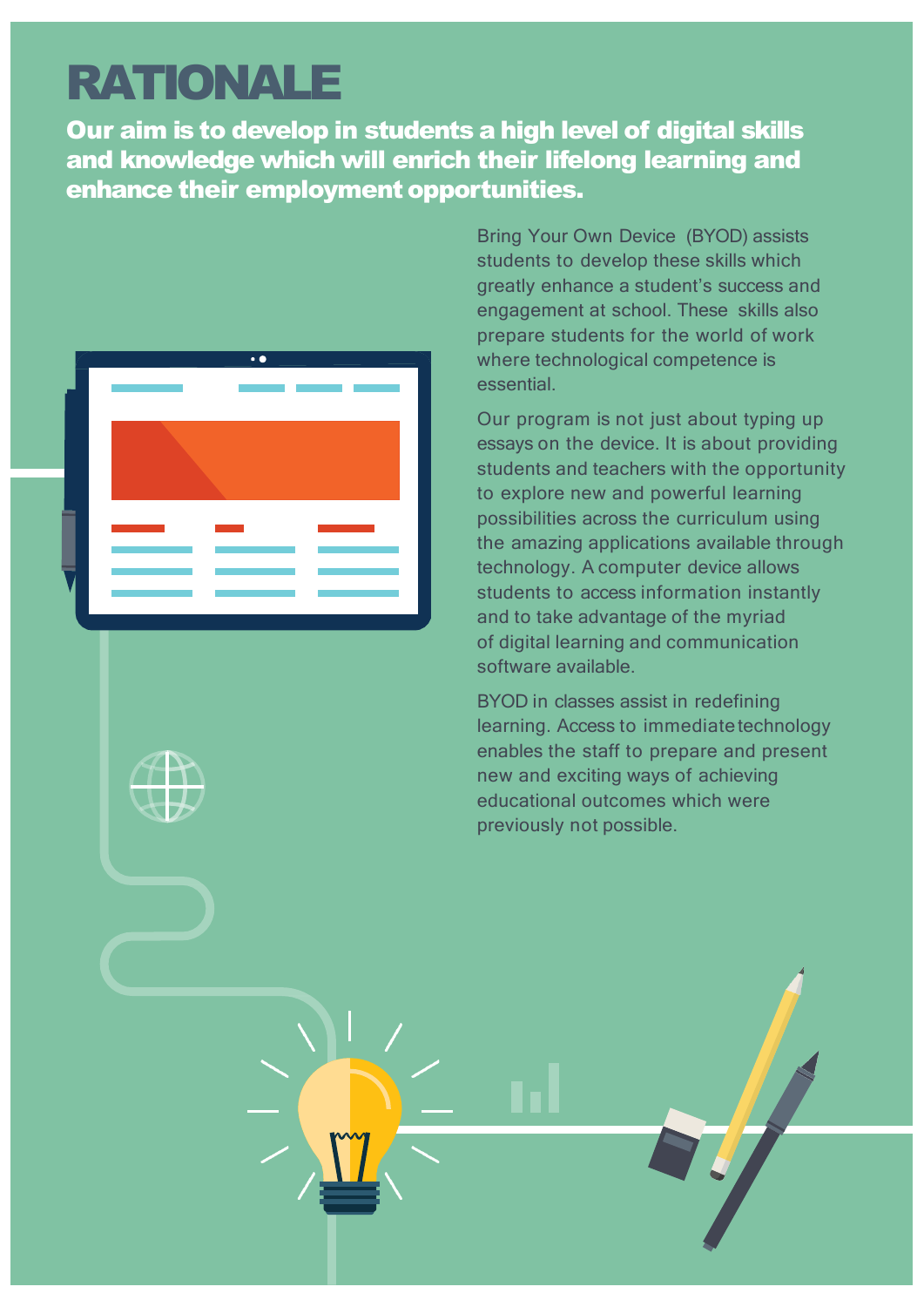# RATIONALE

**Our aim is to develop in students a high level of digital skills and knowledge which will enrich their lifelong learning and enhance their employment opportunities.**

Bring Your Own Device (BYOD) assists students to develop these skills which greatly enhance a student's success and engagement at school. These skills also prepare students for the world of work where technological competence is essential.

Our program is not just about typing up essays on the device. It is about providing students and teachers with the opportunity to explore new and powerful learning possibilities across the curriculum using the amazing applications available through technology. A computer device allows students to access information instantly and to take advantage of the myriad of digital learning and communication software available.

BYOD in classes assist in redefining learning. Access to immediate technology enables the staff to prepare and present new and exciting ways of achieving educational outcomes which were previously not possible.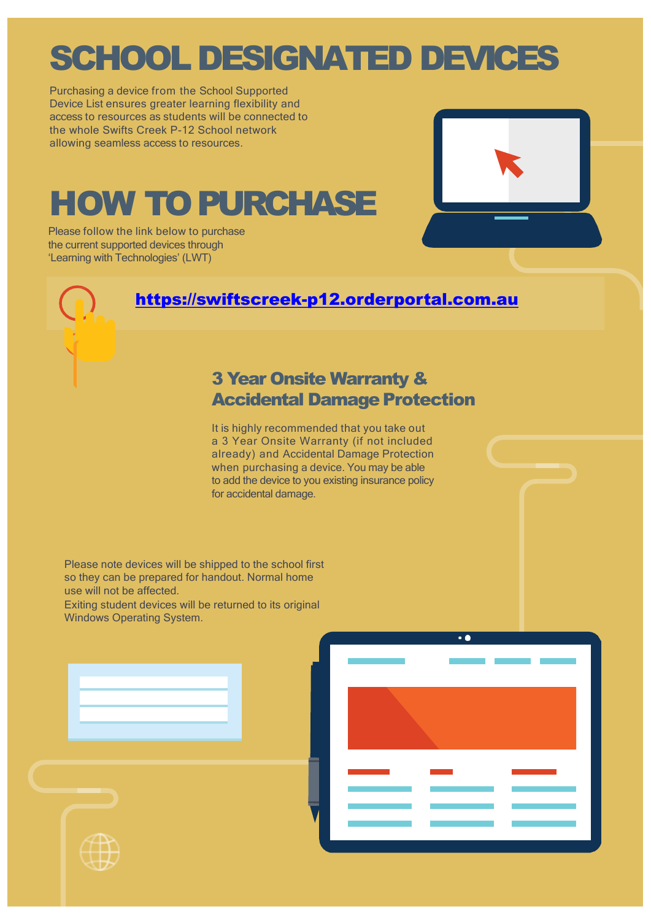# SCHOOL DESIGNATED DEVICES

Purchasing a device from the School Supported Device List ensures greater learning flexibility and access to resources as students will be connected to the whole Swifts Creek P-12 School network allowing seamless access to resources.

# HOW TO PURCHASE

Please follow the link below to purchase the current supported devices through 'Learning with Technologies' (LWT)

**https://swiftscreek-p12.orderportal.com.au**

## 3 Year Onsite Warranty & Accidental Damage Protection

It is highly recommended that you take out a 3 Year Onsite Warranty (if not included already) and Accidental Damage Protection when purchasing a device. You may be able to add the device to you existing insurance policy for accidental damage.

Please note devices will be shipped to the school first so they can be prepared for handout. Normal home use will not be affected.
Exiting student devices will be returned to its original Windows Operating System.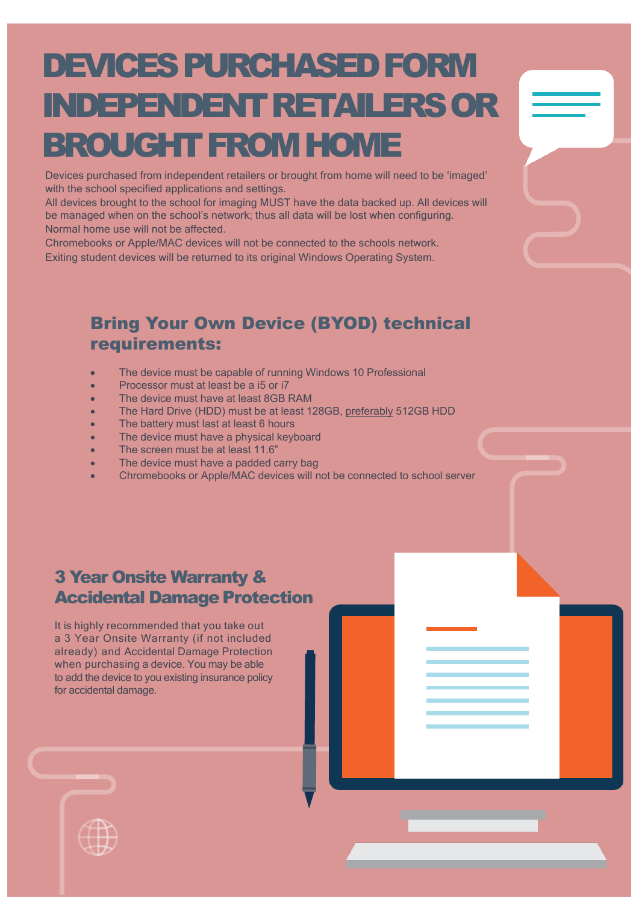# DEVICES PURCHASED FORM INDEPENDENT RETAILERS OR BROUGHT FROM HOME

Devices purchased from independent retailers or brought from home will need to be 'imaged' with the school specified applications and settings.
All devices brought to the school for imaging MUST have the data backed up. All devices will be managed when on the school's network; thus all data will be lost when configuring. Normal home use will not be affected.
Chromebooks or Apple/MAC devices will not be connected to the schools network.
Exiting student devices will be returned to its original Windows Operating System.

## Bring Your Own Device (BYOD) technical requirements:

- The device must be capable of running Windows 10 Professional
- Processor must at least be a i5 or i7
- The device must have at least 8GB RAM
- The Hard Drive (HDD) must be at least 128GB, preferably 512GB HDD
- The battery must last at least 6 hours
- The device must have a physical keyboard
- The screen must be at least 11.6"
- The device must have a padded carry bag
- Chromebooks or Apple/MAC devices will not be connected to school server

## 3 Year Onsite Warranty & Accidental Damage Protection

It is highly recommended that you take out a 3 Year Onsite Warranty (if not included already) and Accidental Damage Protection when purchasing a device. You may be able to add the device to you existing insurance policy for accidental damage.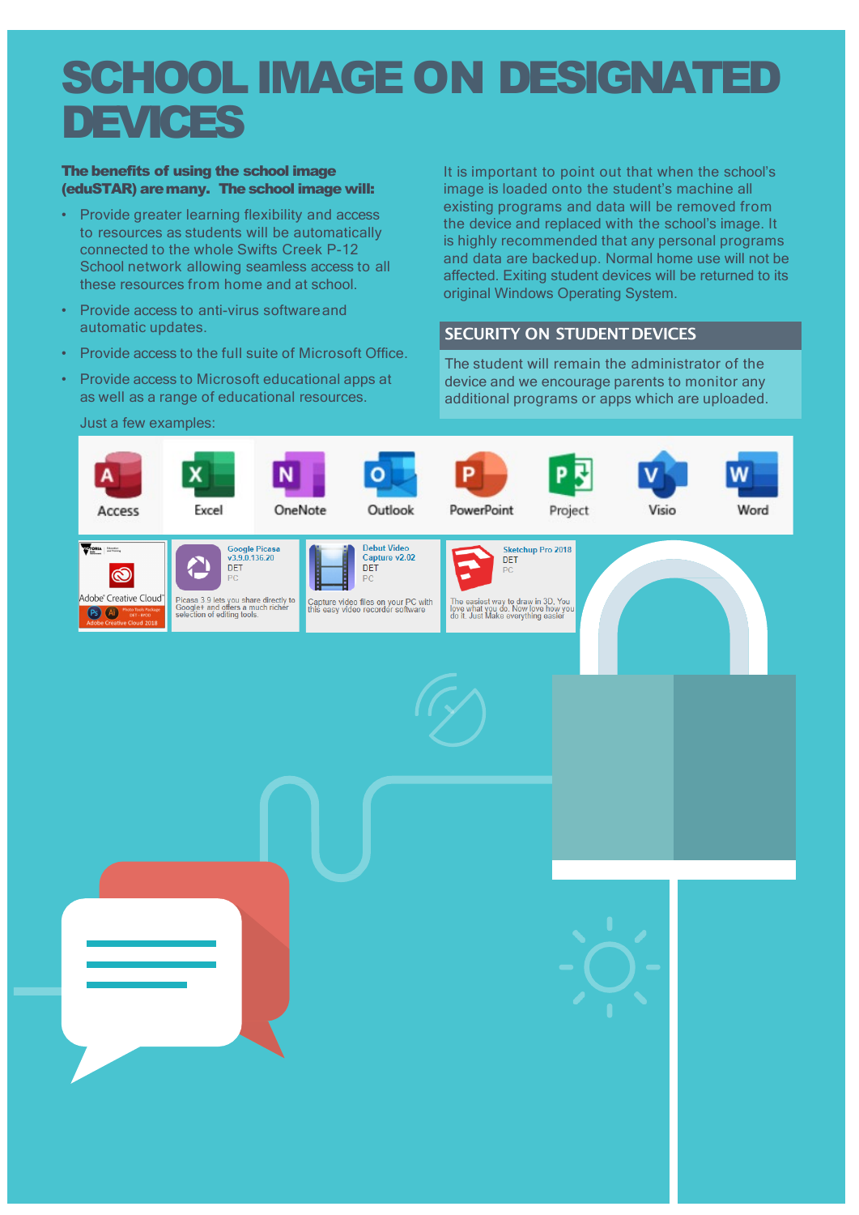# SCHOOL IMAGE ON DESIGNATED DEVICES

**The benefits of using the school image (eduSTAR) are many. The school image will:**

- Provide greater learning flexibility and access to resources as students will be automatically connected to the whole Swifts Creek P-12 School network allowing seamless access to all these resources from home and at school.
- Provide access to anti-virus software and automatic updates.
- Provide access to the full suite of Microsoft Office.
- Provide access to Microsoft educational apps at as well as a range of educational resources.

Just a few examples:

It is important to point out that when the school's image is loaded onto the student's machine all existing programs and data will be removed from the device and replaced with the school's image. It is highly recommended that any personal programs and data are backed up. Normal home use will not be affected. Exiting student devices will be returned to its original Windows Operating System.

## SECURITY ON STUDENT DEVICES

The student will remain the administrator of the device and we encourage parents to monitor any additional programs or apps which are uploaded.

Access | Excel | OneNote | Outlook | PowerPoint | Project | Visio | Word

Adobe Creative Cloud — DET - RPOD — Adobe Creative Cloud 2018

Google Picasa v3.9.0.136.20 — DET — PC — Picasa 3.9 lets you share directly to Google+ and offers a much richer selection of editing tools.

Debut Video Capture v2.02 — DET — PC — Capture video files on your PC with this easy video recorder software

Sketchup Pro 2018 — DET — PC — The easiest way to draw in 3D. You love what you do. Now love how you do it. Just Make everything easier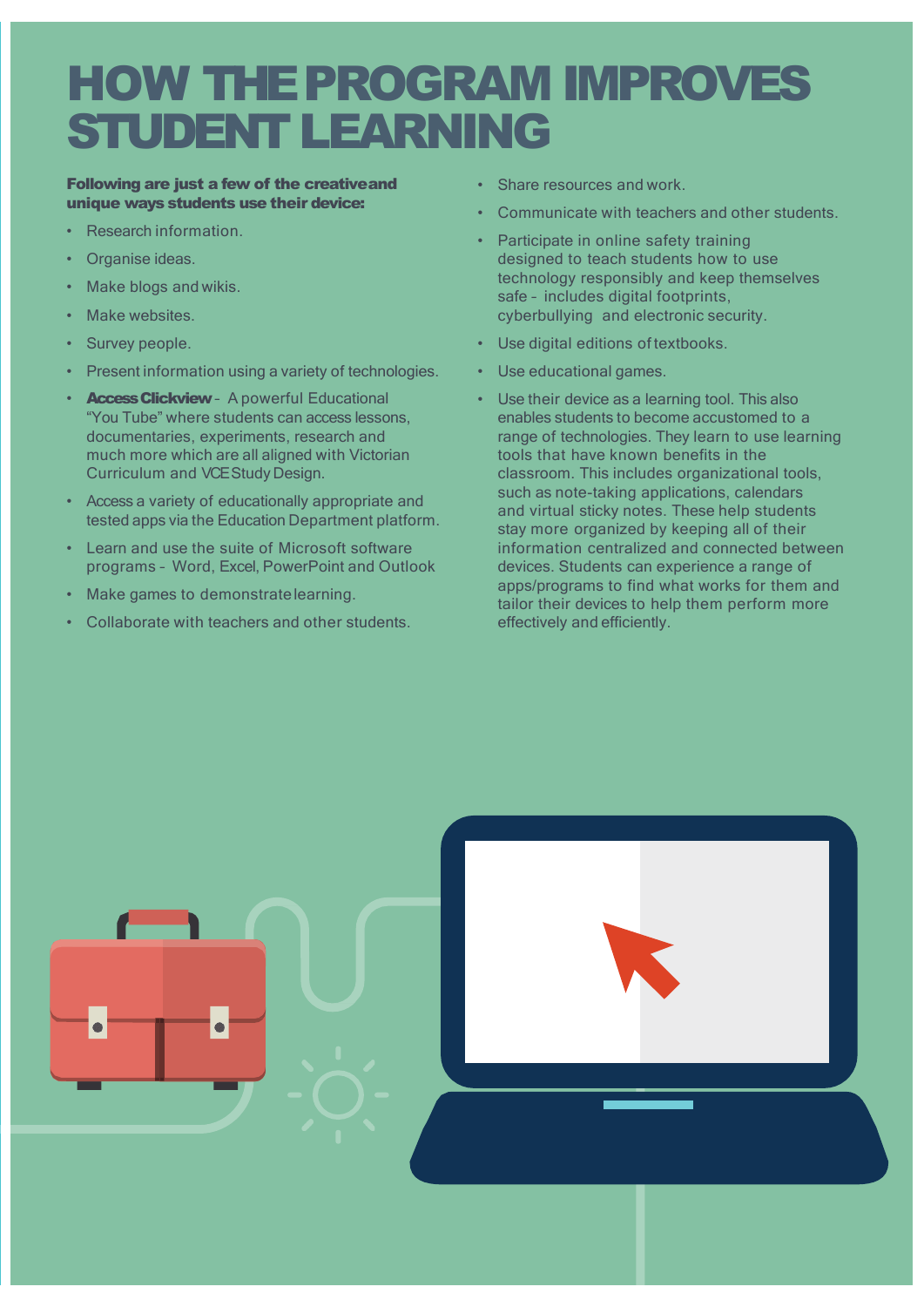# HOW THE PROGRAM IMPROVES STUDENT LEARNING

**Following are just a few of the creative and unique ways students use their device:**

- Research information.
- Organise ideas.
- Make blogs and wikis.
- Make websites.
- Survey people.
- Present information using a variety of technologies.
- **Access Clickview** - A powerful Educational "You Tube" where students can access lessons, documentaries, experiments, research and much more which are all aligned with Victorian Curriculum and VCE Study Design.
- Access a variety of educationally appropriate and tested apps via the Education Department platform.
- Learn and use the suite of Microsoft software programs - Word, Excel, PowerPoint and Outlook
- Make games to demonstrate learning.
- Collaborate with teachers and other students.
- Share resources and work.
- Communicate with teachers and other students.
- Participate in online safety training designed to teach students how to use technology responsibly and keep themselves safe - includes digital footprints, cyberbullying and electronic security.
- Use digital editions of textbooks.
- Use educational games.
- Use their device as a learning tool. This also enables students to become accustomed to a range of technologies. They learn to use learning tools that have known benefits in the classroom. This includes organizational tools, such as note-taking applications, calendars and virtual sticky notes. These help students stay more organized by keeping all of their information centralized and connected between devices. Students can experience a range of apps/programs to find what works for them and tailor their devices to help them perform more effectively and efficiently.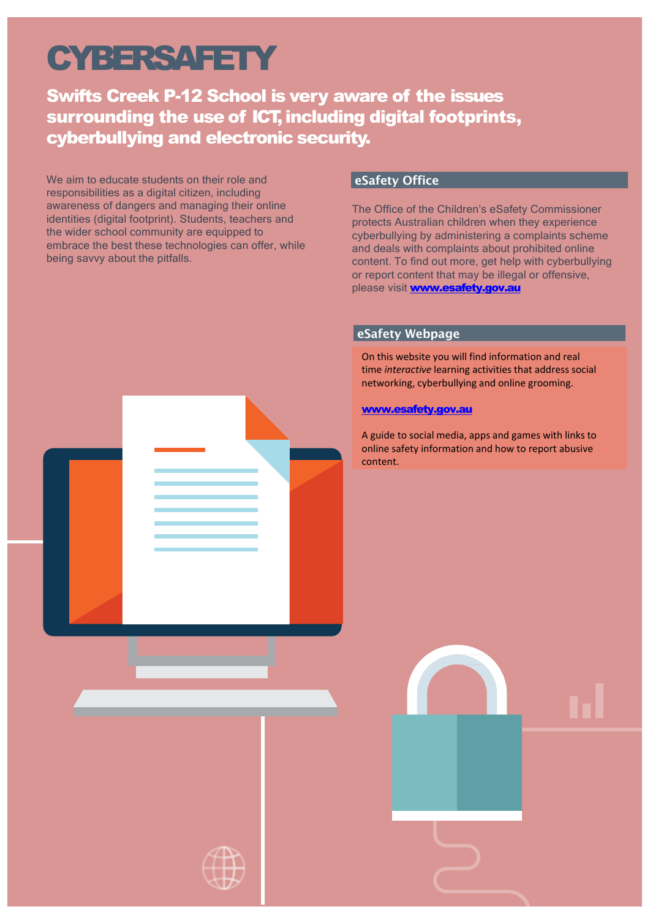# CYBERSAFETY

## Swifts Creek P-12 School is very aware of the issues surrounding the use of ICT, including digital footprints, cyberbullying and electronic security.

We aim to educate students on their role and responsibilities as a digital citizen, including awareness of dangers and managing their online identities (digital footprint). Students, teachers and the wider school community are equipped to embrace the best these technologies can offer, while being savvy about the pitfalls.

### eSafety Office

The Office of the Children's eSafety Commissioner protects Australian children when they experience cyberbullying by administering a complaints scheme and deals with complaints about prohibited online content. To find out more, get help with cyberbullying or report content that may be illegal or offensive, please visit **www.esafety.gov.au**

### eSafety Webpage

On this website you will find information and real time *interactive* learning activities that address social networking, cyberbullying and online grooming.

**www.esafety.gov.au**

A guide to social media, apps and games with links to online safety information and how to report abusive content.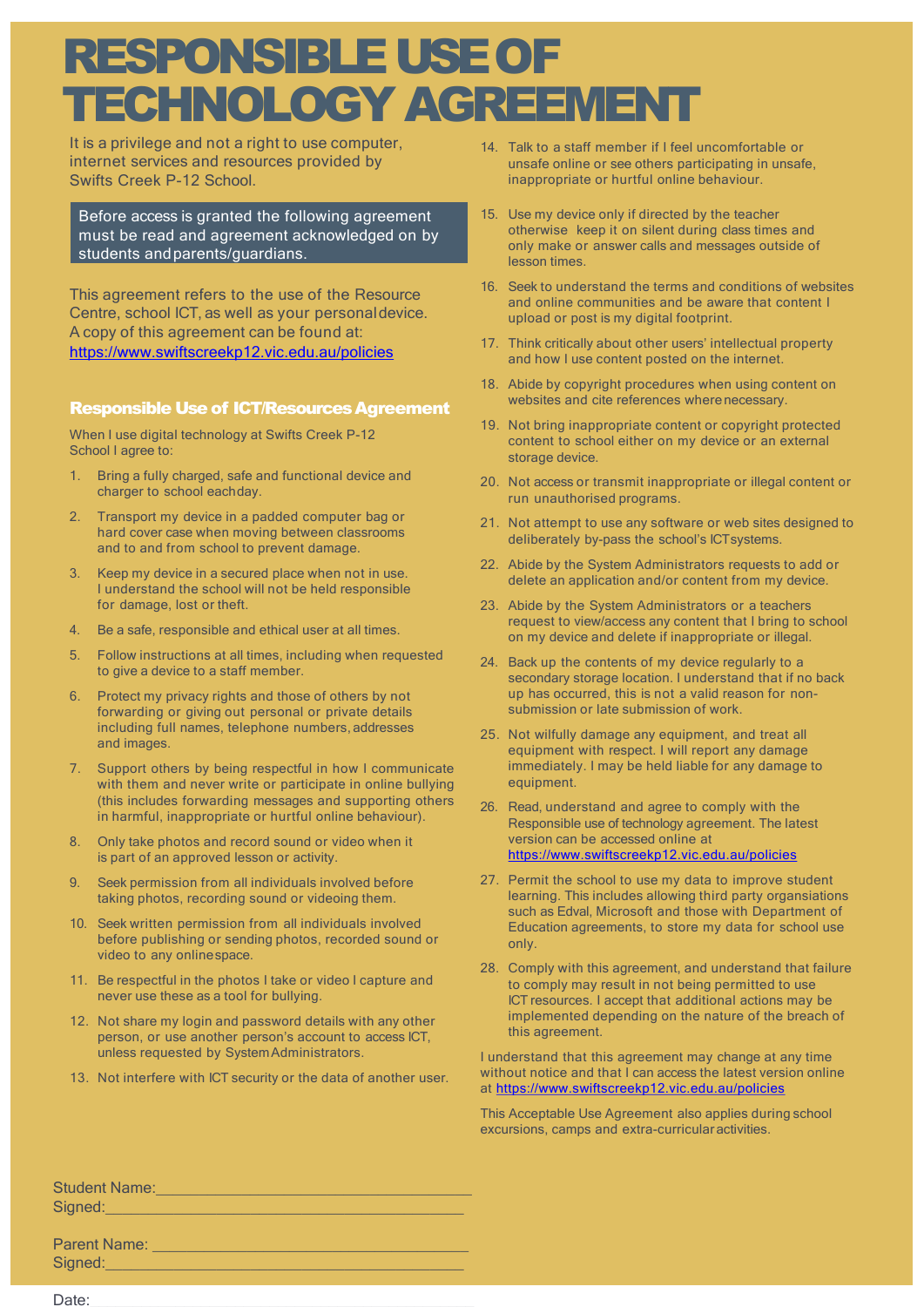# RESPONSIBLE USE OF TECHNOLOGY AGREEMENT

It is a privilege and not a right to use computer, internet services and resources provided by Swifts Creek P-12 School.

Before access is granted the following agreement must be read and agreement acknowledged on by students and parents/guardians.

This agreement refers to the use of the Resource Centre, school ICT, as well as your personal device. A copy of this agreement can be found at: https://www.swiftscreekp12.vic.edu.au/policies

## Responsible Use of ICT/Resources Agreement

When I use digital technology at Swifts Creek P-12 School I agree to:

1. Bring a fully charged, safe and functional device and charger to school each day.
2. Transport my device in a padded computer bag or hard cover case when moving between classrooms and to and from school to prevent damage.
3. Keep my device in a secured place when not in use. I understand the school will not be held responsible for damage, lost or theft.
4. Be a safe, responsible and ethical user at all times.
5. Follow instructions at all times, including when requested to give a device to a staff member.
6. Protect my privacy rights and those of others by not forwarding or giving out personal or private details including full names, telephone numbers, addresses and images.
7. Support others by being respectful in how I communicate with them and never write or participate in online bullying (this includes forwarding messages and supporting others in harmful, inappropriate or hurtful online behaviour).
8. Only take photos and record sound or video when it is part of an approved lesson or activity.
9. Seek permission from all individuals involved before taking photos, recording sound or videoing them.
10. Seek written permission from all individuals involved before publishing or sending photos, recorded sound or video to any online space.
11. Be respectful in the photos I take or video I capture and never use these as a tool for bullying.
12. Not share my login and password details with any other person, or use another person's account to access ICT, unless requested by System Administrators.
13. Not interfere with ICT security or the data of another user.
14. Talk to a staff member if I feel uncomfortable or unsafe online or see others participating in unsafe, inappropriate or hurtful online behaviour.
15. Use my device only if directed by the teacher otherwise keep it on silent during class times and only make or answer calls and messages outside of lesson times.
16. Seek to understand the terms and conditions of websites and online communities and be aware that content I upload or post is my digital footprint.
17. Think critically about other users' intellectual property and how I use content posted on the internet.
18. Abide by copyright procedures when using content on websites and cite references where necessary.
19. Not bring inappropriate content or copyright protected content to school either on my device or an external storage device.
20. Not access or transmit inappropriate or illegal content or run unauthorised programs.
21. Not attempt to use any software or web sites designed to deliberately by-pass the school's ICT systems.
22. Abide by the System Administrators requests to add or delete an application and/or content from my device.
23. Abide by the System Administrators or a teachers request to view/access any content that I bring to school on my device and delete if inappropriate or illegal.
24. Back up the contents of my device regularly to a secondary storage location. I understand that if no back up has occurred, this is not a valid reason for non-submission or late submission of work.
25. Not wilfully damage any equipment, and treat all equipment with respect. I will report any damage immediately. I may be held liable for any damage to equipment.
26. Read, understand and agree to comply with the Responsible use of technology agreement. The latest version can be accessed online at https://www.swiftscreekp12.vic.edu.au/policies
27. Permit the school to use my data to improve student learning. This includes allowing third party organisations such as Edval, Microsoft and those with Department of Education agreements, to store my data for school use only.
28. Comply with this agreement, and understand that failure to comply may result in not being permitted to use ICT resources. I accept that additional actions may be implemented depending on the nature of the breach of this agreement.

I understand that this agreement may change at any time without notice and that I can access the latest version online at https://www.swiftscreekp12.vic.edu.au/policies

This Acceptable Use Agreement also applies during school excursions, camps and extra-curricular activities.

Student Name:\_\_\_\_\_\_\_\_\_\_\_\_\_\_\_\_\_\_\_\_\_\_\_\_\_\_\_\_\_\_\_\_\_\_\_\_\_\_\_\_

Signed:\_\_\_\_\_\_\_\_\_\_\_\_\_\_\_\_\_\_\_\_\_\_\_\_\_\_\_\_\_\_\_\_\_\_\_\_\_\_\_\_\_\_\_\_

Parent Name: \_\_\_\_\_\_\_\_\_\_\_\_\_\_\_\_\_\_\_\_\_\_\_\_\_\_\_\_\_\_\_\_\_\_\_\_\_\_\_\_

Signed:\_\_\_\_\_\_\_\_\_\_\_\_\_\_\_\_\_\_\_\_\_\_\_\_\_\_\_\_\_\_\_\_\_\_\_\_\_\_\_\_\_\_\_\_

Date:\_\_\_\_\_\_\_\_\_\_\_\_\_\_\_\_\_\_\_\_\_\_\_\_\_\_\_\_\_\_\_\_\_\_\_\_\_\_\_\_\_\_\_\_\_\_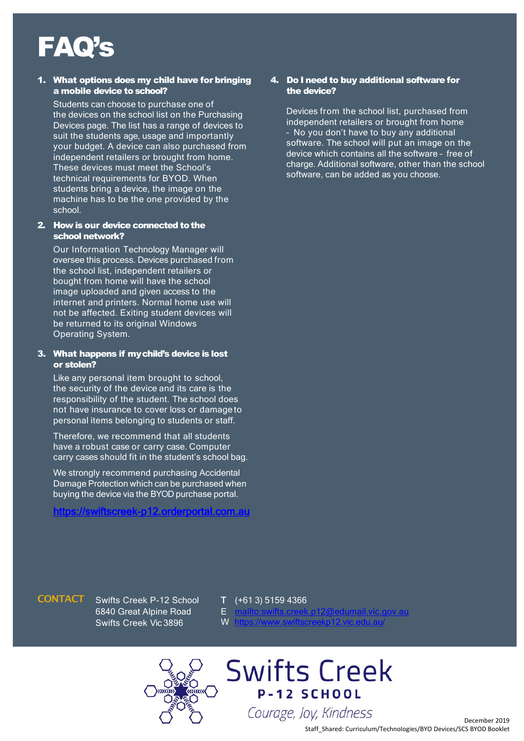# FAQ's

1. **What options does my child have for bringing a mobile device to school?**

   Students can choose to purchase one of the devices on the school list on the Purchasing Devices page. The list has a range of devices to suit the students age, usage and importantly your budget. A device can also purchased from independent retailers or brought from home. These devices must meet the School's technical requirements for BYOD. When students bring a device, the image on the machine has to be the one provided by the school.

2. **How is our device connected to the school network?**

   Our Information Technology Manager will oversee this process. Devices purchased from the school list, independent retailers or bought from home will have the school image uploaded and given access to the internet and printers. Normal home use will not be affected. Exiting student devices will be returned to its original Windows Operating System.

3. **What happens if my child's device is lost or stolen?**

   Like any personal item brought to school, the security of the device and its care is the responsibility of the student. The school does not have insurance to cover loss or damage to personal items belonging to students or staff.

   Therefore, we recommend that all students have a robust case or carry case. Computer carry cases should fit in the student's school bag.

   We strongly recommend purchasing Accidental Damage Protection which can be purchased when buying the device via the BYOD purchase portal.

   https://swiftscreek-p12.orderportal.com.au

4. **Do I need to buy additional software for the device?**

   Devices from the school list, purchased from independent retailers or brought from home – No you don't have to buy any additional software. The school will put an image on the device which contains all the software – free of charge. Additional software, other than the school software, can be added as you choose.

**CONTACT**

Swifts Creek P-12 School
6840 Great Alpine Road
Swifts Creek Vic 3896

T (+61 3) 5159 4366
E mailto:swifts.creek.p12@edumail.vic.gov.au
W https://www.swiftscreekp12.vic.edu.au/

Swifts Creek
P-12 SCHOOL
*Courage, Joy, Kindness*

December 2019
Staff_Shared: Curriculum/Technologies/BYO Devices/SCS BYOD Booklet